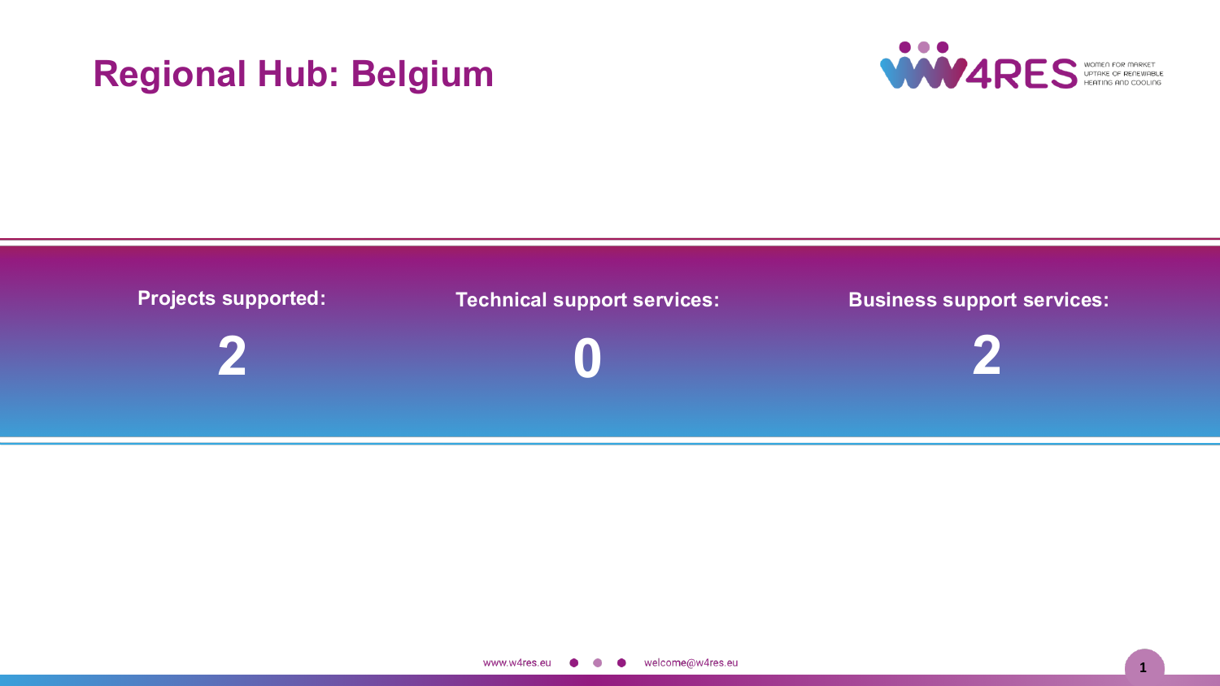# Regional Hub: Belgium

| Projects supported: | Technical support services: | Business support services: |
| --- | --- | --- |
| **2** | **0** | **2** |

www.w4res.eu ● ● ● welcome@w4res.eu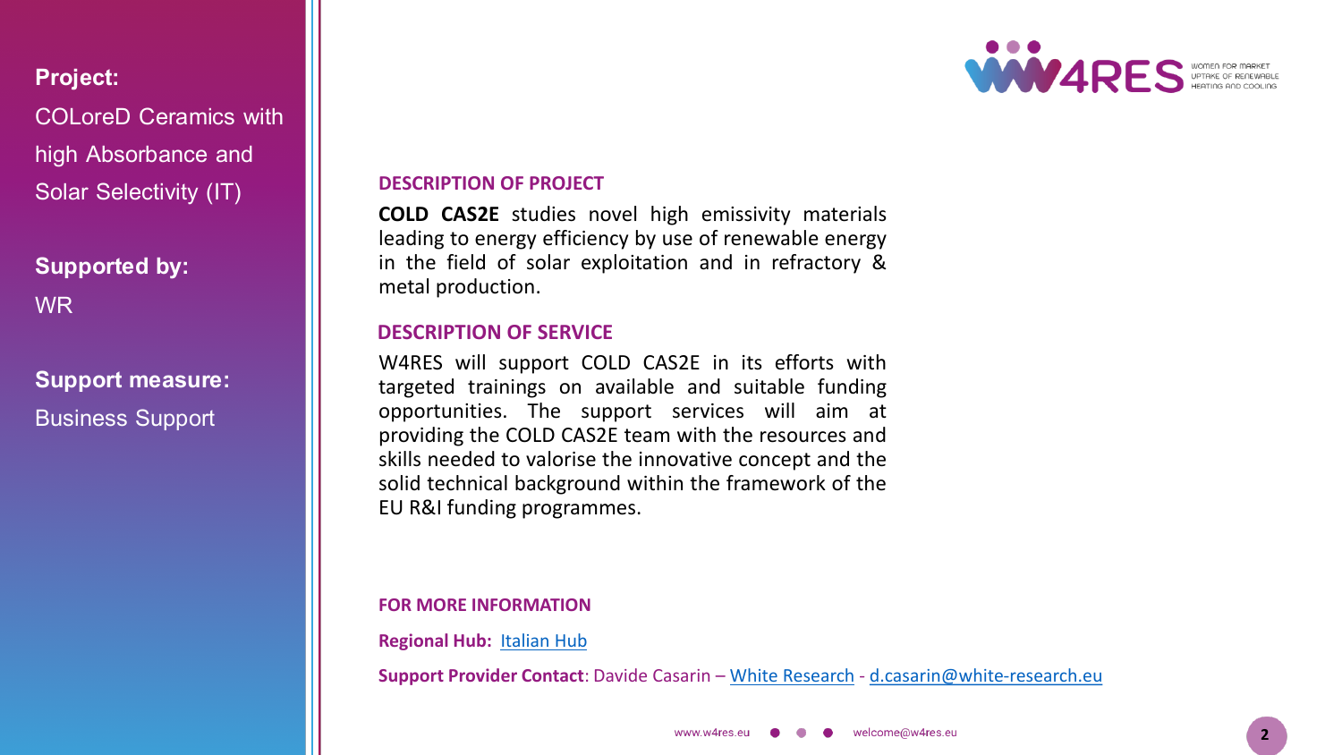**Project:**

COLoreD Ceramics with high Absorbance and Solar Selectivity (IT)

**Supported by:**

WR

**Support measure:**

Business Support

## DESCRIPTION OF PROJECT

**COLD CAS2E** studies novel high emissivity materials leading to energy efficiency by use of renewable energy in the field of solar exploitation and in refractory & metal production.

## DESCRIPTION OF SERVICE

W4RES will support COLD CAS2E in its efforts with targeted trainings on available and suitable funding opportunities. The support services will aim at providing the COLD CAS2E team with the resources and skills needed to valorise the innovative concept and the solid technical background within the framework of the EU R&I funding programmes.

## FOR MORE INFORMATION

**Regional Hub:** Italian Hub

**Support Provider Contact**: Davide Casarin – White Research - d.casarin@white-research.eu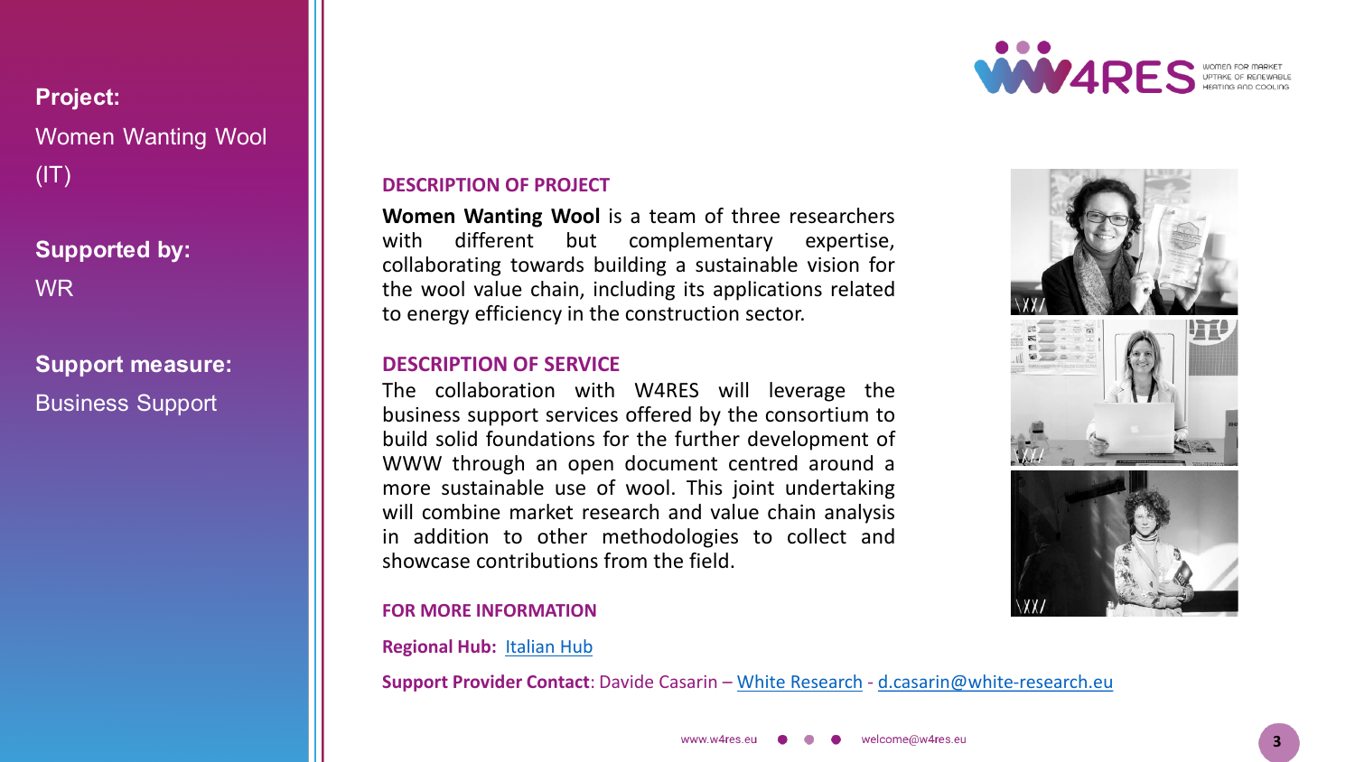**Project:**
Women Wanting Wool (IT)

**Supported by:**
WR

**Support measure:**
Business Support

## DESCRIPTION OF PROJECT

**Women Wanting Wool** is a team of three researchers with different but complementary expertise, collaborating towards building a sustainable vision for the wool value chain, including its applications related to energy efficiency in the construction sector.

## DESCRIPTION OF SERVICE

The collaboration with W4RES will leverage the business support services offered by the consortium to build solid foundations for the further development of WWW through an open document centred around a more sustainable use of wool. This joint undertaking will combine market research and value chain analysis in addition to other methodologies to collect and showcase contributions from the field.

## FOR MORE INFORMATION

**Regional Hub:** Italian Hub

**Support Provider Contact**: Davide Casarin – White Research - d.casarin@white-research.eu